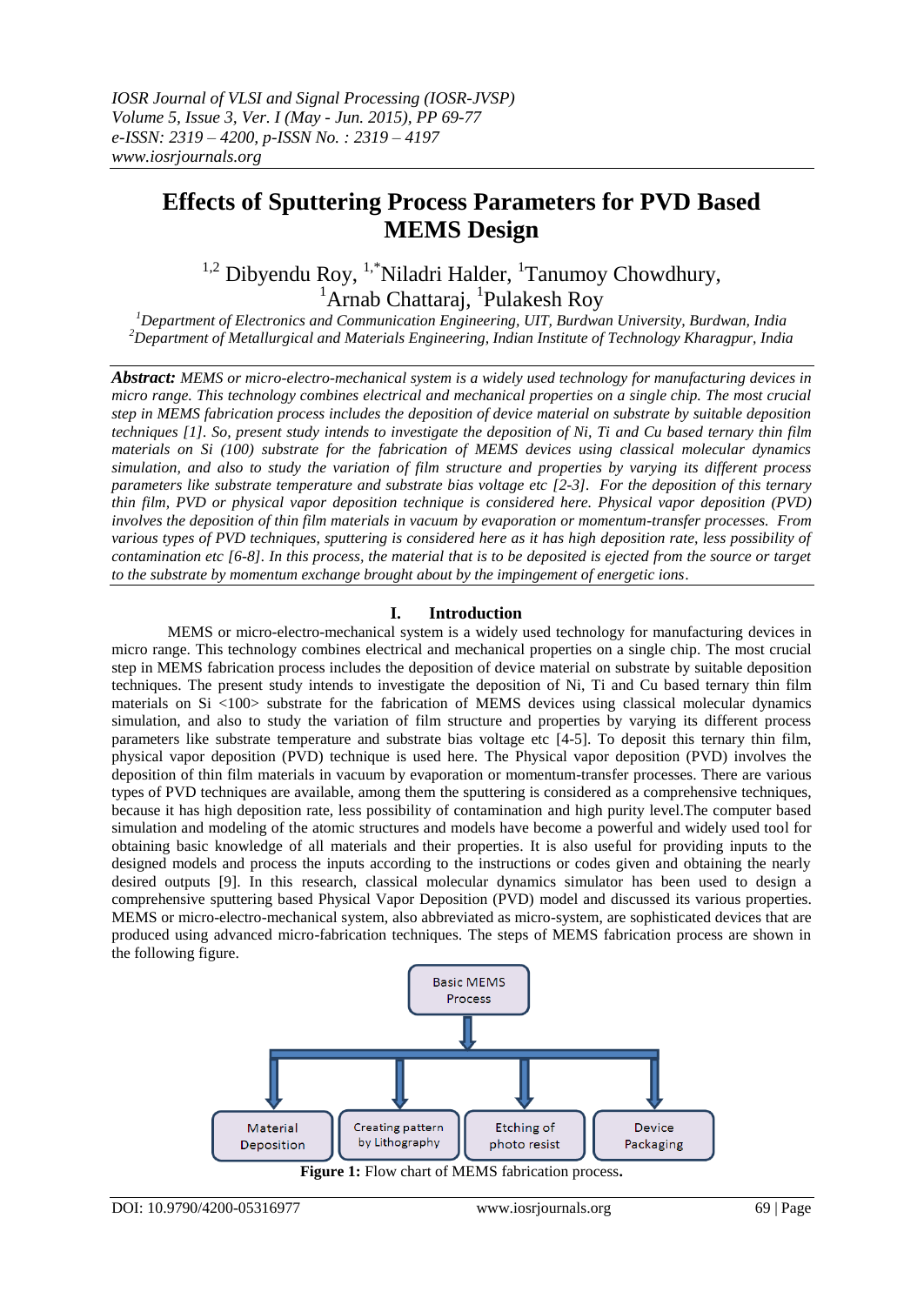# Effects of Sputtering Process Parameters for PVD Based MEMS Design

[1,2] Dibyendu Roy, [1,*]Niladri Halder, [1]Tanumoy Chowdhury, [1]Arnab Chattaraj, [1]Pulakesh Roy

[1]*Department of Electronics and Communication Engineering, UIT, Burdwan University, Burdwan, India*
[2]*Department of Metallurgical and Materials Engineering, Indian Institute of Technology Kharagpur, India*

***Abstract:*** *MEMS or micro-electro-mechanical system is a widely used technology for manufacturing devices in micro range. This technology combines electrical and mechanical properties on a single chip. The most crucial step in MEMS fabrication process includes the deposition of device material on substrate by suitable deposition techniques [1]. So, present study intends to investigate the deposition of Ni, Ti and Cu based ternary thin film materials on Si (100) substrate for the fabrication of MEMS devices using classical molecular dynamics simulation, and also to study the variation of film structure and properties by varying its different process parameters like substrate temperature and substrate bias voltage etc [2-3]. For the deposition of this ternary thin film, PVD or physical vapor deposition technique is considered here. Physical vapor deposition (PVD) involves the deposition of thin film materials in vacuum by evaporation or momentum-transfer processes. From various types of PVD techniques, sputtering is considered here as it has high deposition rate, less possibility of contamination etc [6-8]. In this process, the material that is to be deposited is ejected from the source or target to the substrate by momentum exchange brought about by the impingement of energetic ions.*

## I. Introduction

MEMS or micro-electro-mechanical system is a widely used technology for manufacturing devices in micro range. This technology combines electrical and mechanical properties on a single chip. The most crucial step in MEMS fabrication process includes the deposition of device material on substrate by suitable deposition techniques. The present study intends to investigate the deposition of Ni, Ti and Cu based ternary thin film materials on Si <100> substrate for the fabrication of MEMS devices using classical molecular dynamics simulation, and also to study the variation of film structure and properties by varying its different process parameters like substrate temperature and substrate bias voltage etc [4-5]. To deposit this ternary thin film, physical vapor deposition (PVD) technique is used here. The Physical vapor deposition (PVD) involves the deposition of thin film materials in vacuum by evaporation or momentum-transfer processes. There are various types of PVD techniques are available, among them the sputtering is considered as a comprehensive techniques, because it has high deposition rate, less possibility of contamination and high purity level.The computer based simulation and modeling of the atomic structures and models have become a powerful and widely used tool for obtaining basic knowledge of all materials and their properties. It is also useful for providing inputs to the designed models and process the inputs according to the instructions or codes given and obtaining the nearly desired outputs [9]. In this research, classical molecular dynamics simulator has been used to design a comprehensive sputtering based Physical Vapor Deposition (PVD) model and discussed its various properties. MEMS or micro-electro-mechanical system, also abbreviated as micro-system, are sophisticated devices that are produced using advanced micro-fabrication techniques. The steps of MEMS fabrication process are shown in the following figure.

Basic MEMS Process → Material Deposition | Creating pattern by Lithography | Etching of photo resist | Device Packaging

**Figure 1:** Flow chart of MEMS fabrication process**.**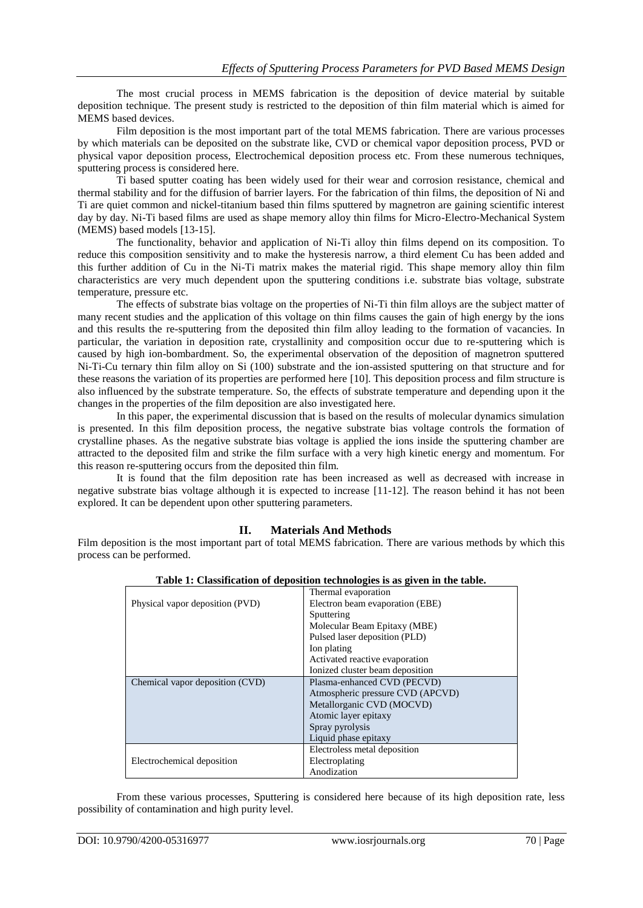The most crucial process in MEMS fabrication is the deposition of device material by suitable deposition technique. The present study is restricted to the deposition of thin film material which is aimed for MEMS based devices.

Film deposition is the most important part of the total MEMS fabrication. There are various processes by which materials can be deposited on the substrate like, CVD or chemical vapor deposition process, PVD or physical vapor deposition process, Electrochemical deposition process etc. From these numerous techniques, sputtering process is considered here.

Ti based sputter coating has been widely used for their wear and corrosion resistance, chemical and thermal stability and for the diffusion of barrier layers. For the fabrication of thin films, the deposition of Ni and Ti are quiet common and nickel-titanium based thin films sputtered by magnetron are gaining scientific interest day by day. Ni-Ti based films are used as shape memory alloy thin films for Micro-Electro-Mechanical System (MEMS) based models [13-15].

The functionality, behavior and application of Ni-Ti alloy thin films depend on its composition. To reduce this composition sensitivity and to make the hysteresis narrow, a third element Cu has been added and this further addition of Cu in the Ni-Ti matrix makes the material rigid. This shape memory alloy thin film characteristics are very much dependent upon the sputtering conditions i.e. substrate bias voltage, substrate temperature, pressure etc.

The effects of substrate bias voltage on the properties of Ni-Ti thin film alloys are the subject matter of many recent studies and the application of this voltage on thin films causes the gain of high energy by the ions and this results the re-sputtering from the deposited thin film alloy leading to the formation of vacancies. In particular, the variation in deposition rate, crystallinity and composition occur due to re-sputtering which is caused by high ion-bombardment. So, the experimental observation of the deposition of magnetron sputtered Ni-Ti-Cu ternary thin film alloy on Si (100) substrate and the ion-assisted sputtering on that structure and for these reasons the variation of its properties are performed here [10]. This deposition process and film structure is also influenced by the substrate temperature. So, the effects of substrate temperature and depending upon it the changes in the properties of the film deposition are also investigated here.

In this paper, the experimental discussion that is based on the results of molecular dynamics simulation is presented. In this film deposition process, the negative substrate bias voltage controls the formation of crystalline phases. As the negative substrate bias voltage is applied the ions inside the sputtering chamber are attracted to the deposited film and strike the film surface with a very high kinetic energy and momentum. For this reason re-sputtering occurs from the deposited thin film.

It is found that the film deposition rate has been increased as well as decreased with increase in negative substrate bias voltage although it is expected to increase [11-12]. The reason behind it has not been explored. It can be dependent upon other sputtering parameters.

## II. Materials And Methods

Film deposition is the most important part of total MEMS fabrication. There are various methods by which this process can be performed.

**Table 1: Classification of deposition technologies is as given in the table.**

| | |
|---|---|
| Physical vapor deposition (PVD) | Thermal evaporation<br>Electron beam evaporation (EBE)<br>Sputtering<br>Molecular Beam Epitaxy (MBE)<br>Pulsed laser deposition (PLD)<br>Ion plating<br>Activated reactive evaporation<br>Ionized cluster beam deposition |
| Chemical vapor deposition (CVD) | Plasma-enhanced CVD (PECVD)<br>Atmospheric pressure CVD (APCVD)<br>Metallorganic CVD (MOCVD)<br>Atomic layer epitaxy<br>Spray pyrolysis<br>Liquid phase epitaxy |
| Electrochemical deposition | Electroless metal deposition<br>Electroplating<br>Anodization |

From these various processes, Sputtering is considered here because of its high deposition rate, less possibility of contamination and high purity level.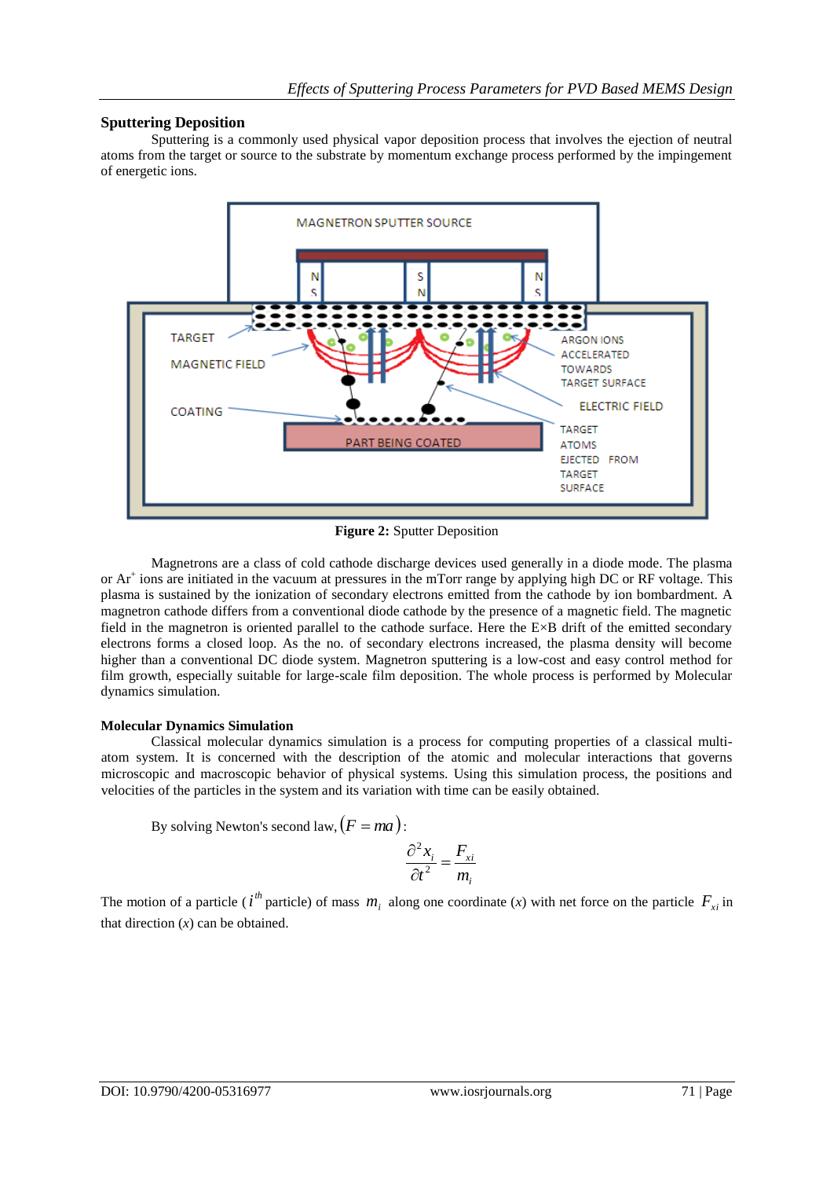## Sputtering Deposition

Sputtering is a commonly used physical vapor deposition process that involves the ejection of neutral atoms from the target or source to the substrate by momentum exchange process performed by the impingement of energetic ions.

**Figure 2:** Sputter Deposition

Magnetrons are a class of cold cathode discharge devices used generally in a diode mode. The plasma or $Ar^+$ ions are initiated in the vacuum at pressures in the mTorr range by applying high DC or RF voltage. This plasma is sustained by the ionization of secondary electrons emitted from the cathode by ion bombardment. A magnetron cathode differs from a conventional diode cathode by the presence of a magnetic field. The magnetic field in the magnetron is oriented parallel to the cathode surface. Here the E×B drift of the emitted secondary electrons forms a closed loop. As the no. of secondary electrons increased, the plasma density will become higher than a conventional DC diode system. Magnetron sputtering is a low-cost and easy control method for film growth, especially suitable for large-scale film deposition. The whole process is performed by Molecular dynamics simulation.

## Molecular Dynamics Simulation

Classical molecular dynamics simulation is a process for computing properties of a classical multi-atom system. It is concerned with the description of the atomic and molecular interactions that governs microscopic and macroscopic behavior of physical systems. Using this simulation process, the positions and velocities of the particles in the system and its variation with time can be easily obtained.

By solving Newton's second law, $(F = ma)$:

$$\frac{\partial^2 x_i}{\partial t^2} = \frac{F_{xi}}{m_i}$$

The motion of a particle ($i^{th}$ particle) of mass $m_i$ along one coordinate ($x$) with net force on the particle $F_{xi}$ in that direction ($x$) can be obtained.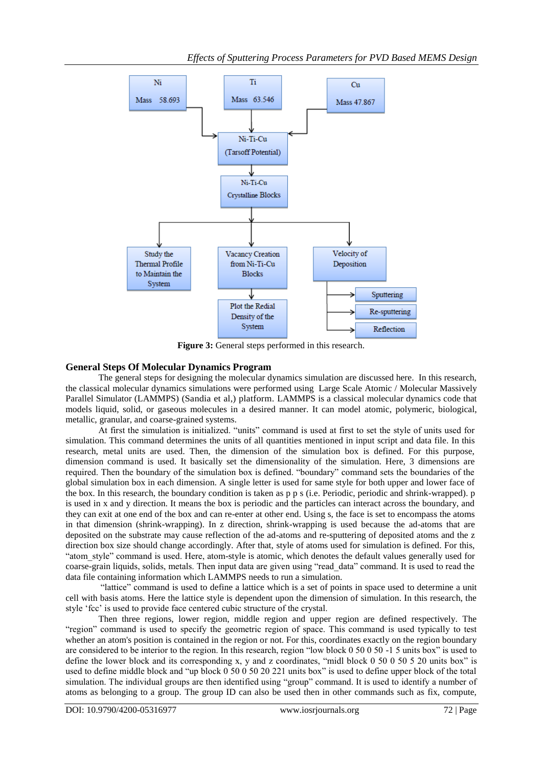Figure 3: General steps performed in this research.

## General Steps Of Molecular Dynamics Program

The general steps for designing the molecular dynamics simulation are discussed here. In this research, the classical molecular dynamics simulations were performed using Large Scale Atomic / Molecular Massively Parallel Simulator (LAMMPS) (Sandia et al,) platform. LAMMPS is a classical molecular dynamics code that models liquid, solid, or gaseous molecules in a desired manner. It can model atomic, polymeric, biological, metallic, granular, and coarse-grained systems.

At first the simulation is initialized. "units" command is used at first to set the style of units used for simulation. This command determines the units of all quantities mentioned in input script and data file. In this research, metal units are used. Then, the dimension of the simulation box is defined. For this purpose, dimension command is used. It basically set the dimensionality of the simulation. Here, 3 dimensions are required. Then the boundary of the simulation box is defined. "boundary" command sets the boundaries of the global simulation box in each dimension. A single letter is used for same style for both upper and lower face of the box. In this research, the boundary condition is taken as p p s (i.e. Periodic, periodic and shrink-wrapped). p is used in x and y direction. It means the box is periodic and the particles can interact across the boundary, and they can exit at one end of the box and can re-enter at other end. Using s, the face is set to encompass the atoms in that dimension (shrink-wrapping). In z direction, shrink-wrapping is used because the ad-atoms that are deposited on the substrate may cause reflection of the ad-atoms and re-sputtering of deposited atoms and the z direction box size should change accordingly. After that, style of atoms used for simulation is defined. For this, "atom_style" command is used. Here, atom-style is atomic, which denotes the default values generally used for coarse-grain liquids, solids, metals. Then input data are given using "read_data" command. It is used to read the data file containing information which LAMMPS needs to run a simulation.

"lattice" command is used to define a lattice which is a set of points in space used to determine a unit cell with basis atoms. Here the lattice style is dependent upon the dimension of simulation. In this research, the style 'fcc' is used to provide face centered cubic structure of the crystal.

Then three regions, lower region, middle region and upper region are defined respectively. The "region" command is used to specify the geometric region of space. This command is used typically to test whether an atom's position is contained in the region or not. For this, coordinates exactly on the region boundary are considered to be interior to the region. In this research, region "low block 0 50 0 50 -1 5 units box" is used to define the lower block and its corresponding x, y and z coordinates, "midl block 0 50 0 50 5 20 units box" is used to define middle block and "up block 0 50 0 50 20 221 units box" is used to define upper block of the total simulation. The individual groups are then identified using "group" command. It is used to identify a number of atoms as belonging to a group. The group ID can also be used then in other commands such as fix, compute,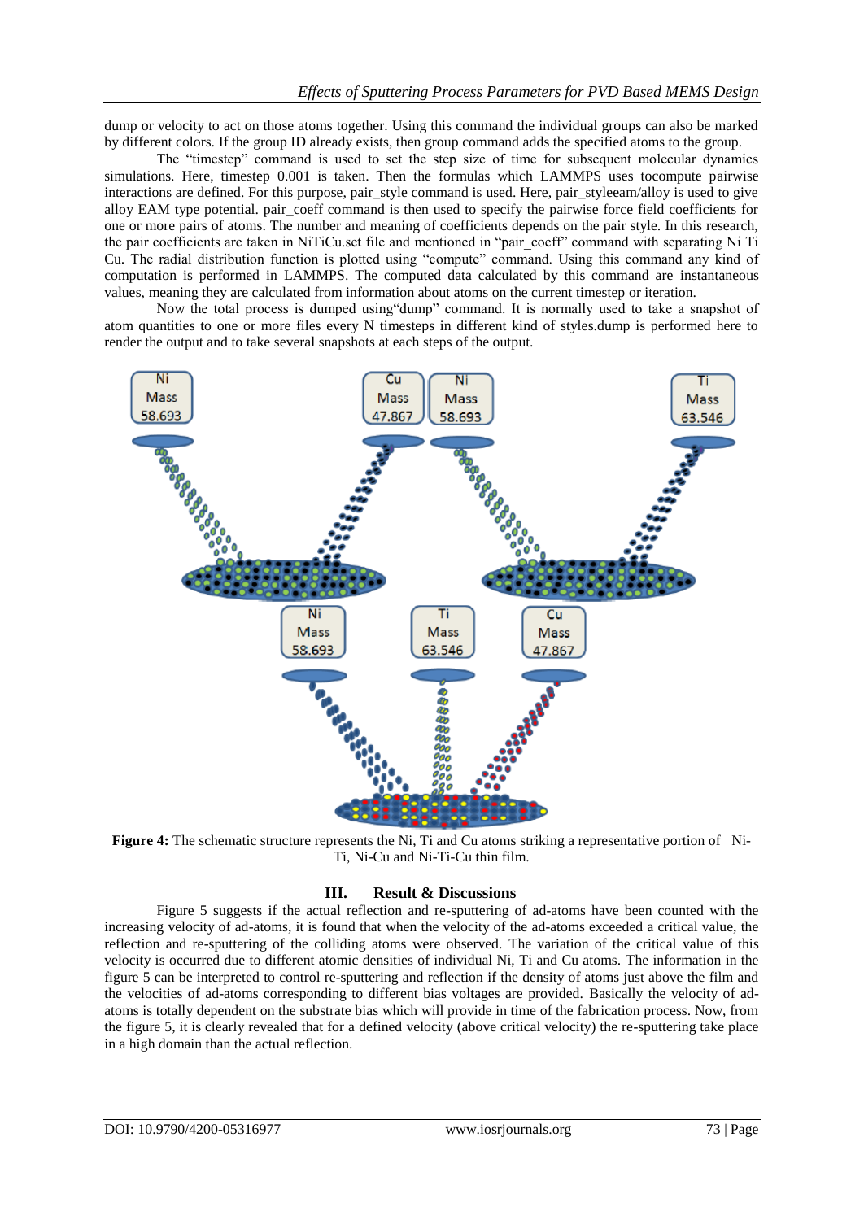dump or velocity to act on those atoms together. Using this command the individual groups can also be marked by different colors. If the group ID already exists, then group command adds the specified atoms to the group.

The "timestep" command is used to set the step size of time for subsequent molecular dynamics simulations. Here, timestep 0.001 is taken. Then the formulas which LAMMPS uses tocompute pairwise interactions are defined. For this purpose, pair_style command is used. Here, pair_styleeam/alloy is used to give alloy EAM type potential. pair_coeff command is then used to specify the pairwise force field coefficients for one or more pairs of atoms. The number and meaning of coefficients depends on the pair style. In this research, the pair coefficients are taken in NiTiCu.set file and mentioned in "pair_coeff" command with separating Ni Ti Cu. The radial distribution function is plotted using "compute" command. Using this command any kind of computation is performed in LAMMPS. The computed data calculated by this command are instantaneous values, meaning they are calculated from information about atoms on the current timestep or iteration.

Now the total process is dumped using"dump" command. It is normally used to take a snapshot of atom quantities to one or more files every N timesteps in different kind of styles.dump is performed here to render the output and to take several snapshots at each steps of the output.

**Figure 4:** The schematic structure represents the Ni, Ti and Cu atoms striking a representative portion of Ni-Ti, Ni-Cu and Ni-Ti-Cu thin film.

## III. Result & Discussions

Figure 5 suggests if the actual reflection and re-sputtering of ad-atoms have been counted with the increasing velocity of ad-atoms, it is found that when the velocity of the ad-atoms exceeded a critical value, the reflection and re-sputtering of the colliding atoms were observed. The variation of the critical value of this velocity is occurred due to different atomic densities of individual Ni, Ti and Cu atoms. The information in the figure 5 can be interpreted to control re-sputtering and reflection if the density of atoms just above the film and the velocities of ad-atoms corresponding to different bias voltages are provided. Basically the velocity of ad-atoms is totally dependent on the substrate bias which will provide in time of the fabrication process. Now, from the figure 5, it is clearly revealed that for a defined velocity (above critical velocity) the re-sputtering take place in a high domain than the actual reflection.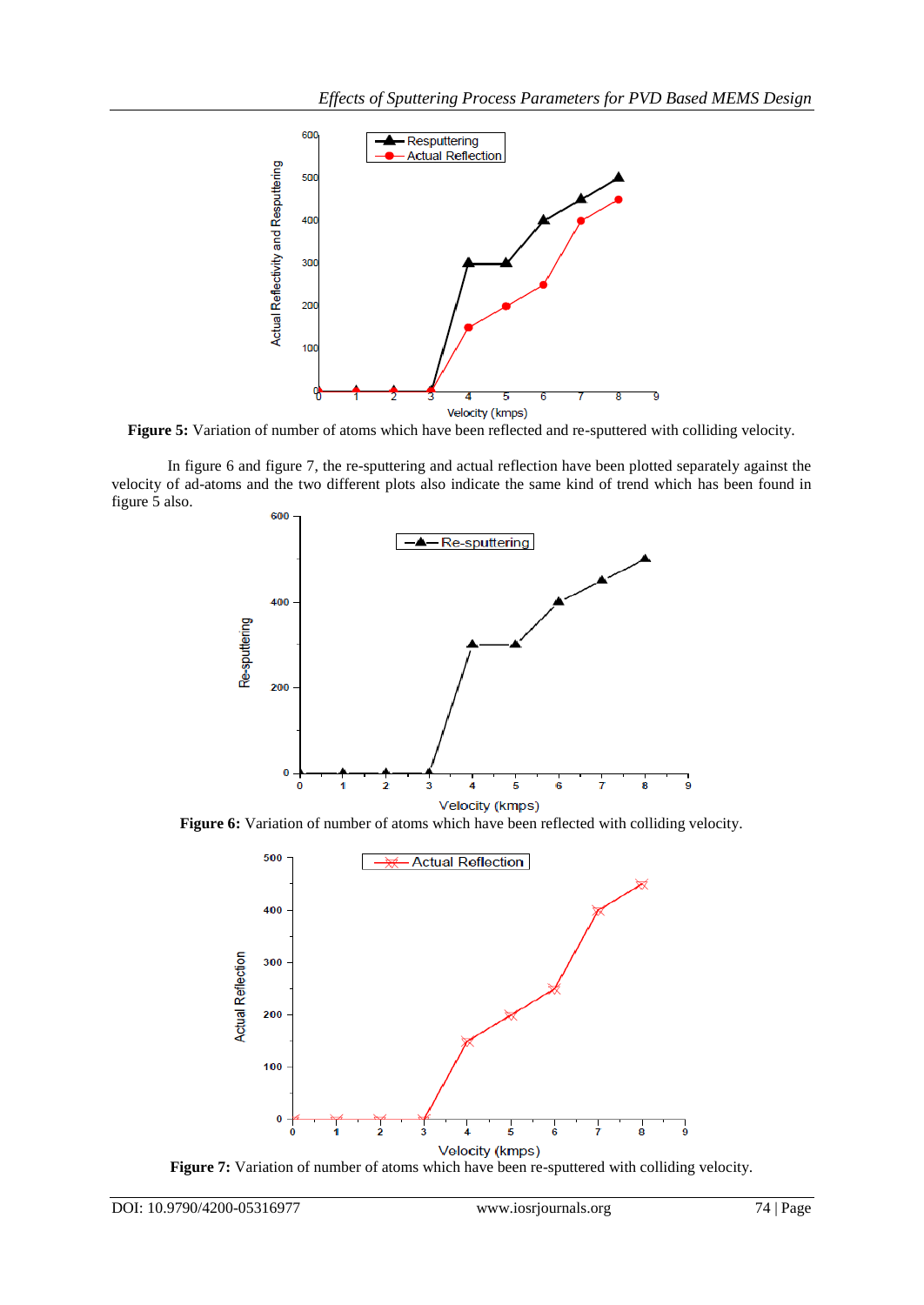**Figure 5:** Variation of number of atoms which have been reflected and re-sputtered with colliding velocity.

In figure 6 and figure 7, the re-sputtering and actual reflection have been plotted separately against the velocity of ad-atoms and the two different plots also indicate the same kind of trend which has been found in figure 5 also.

**Figure 6:** Variation of number of atoms which have been reflected with colliding velocity.

**Figure 7:** Variation of number of atoms which have been re-sputtered with colliding velocity.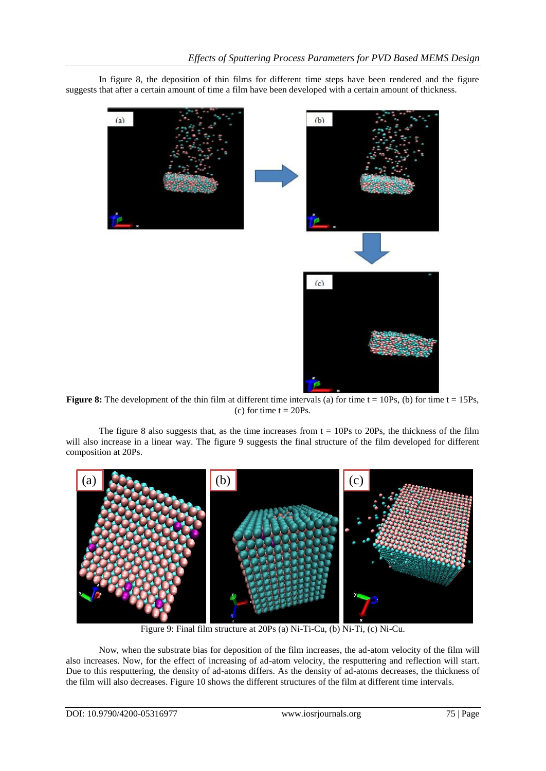In figure 8, the deposition of thin films for different time steps have been rendered and the figure suggests that after a certain amount of time a film have been developed with a certain amount of thickness.

**Figure 8:** The development of the thin film at different time intervals (a) for time t = 10Ps, (b) for time t = 15Ps, (c) for time t = 20Ps.

The figure 8 also suggests that, as the time increases from t = 10Ps to 20Ps, the thickness of the film will also increase in a linear way. The figure 9 suggests the final structure of the film developed for different composition at 20Ps.

Figure 9: Final film structure at 20Ps (a) Ni-Ti-Cu, (b) Ni-Ti, (c) Ni-Cu.

Now, when the substrate bias for deposition of the film increases, the ad-atom velocity of the film will also increases. Now, for the effect of increasing of ad-atom velocity, the resputtering and reflection will start. Due to this resputtering, the density of ad-atoms differs. As the density of ad-atoms decreases, the thickness of the film will also decreases. Figure 10 shows the different structures of the film at different time intervals.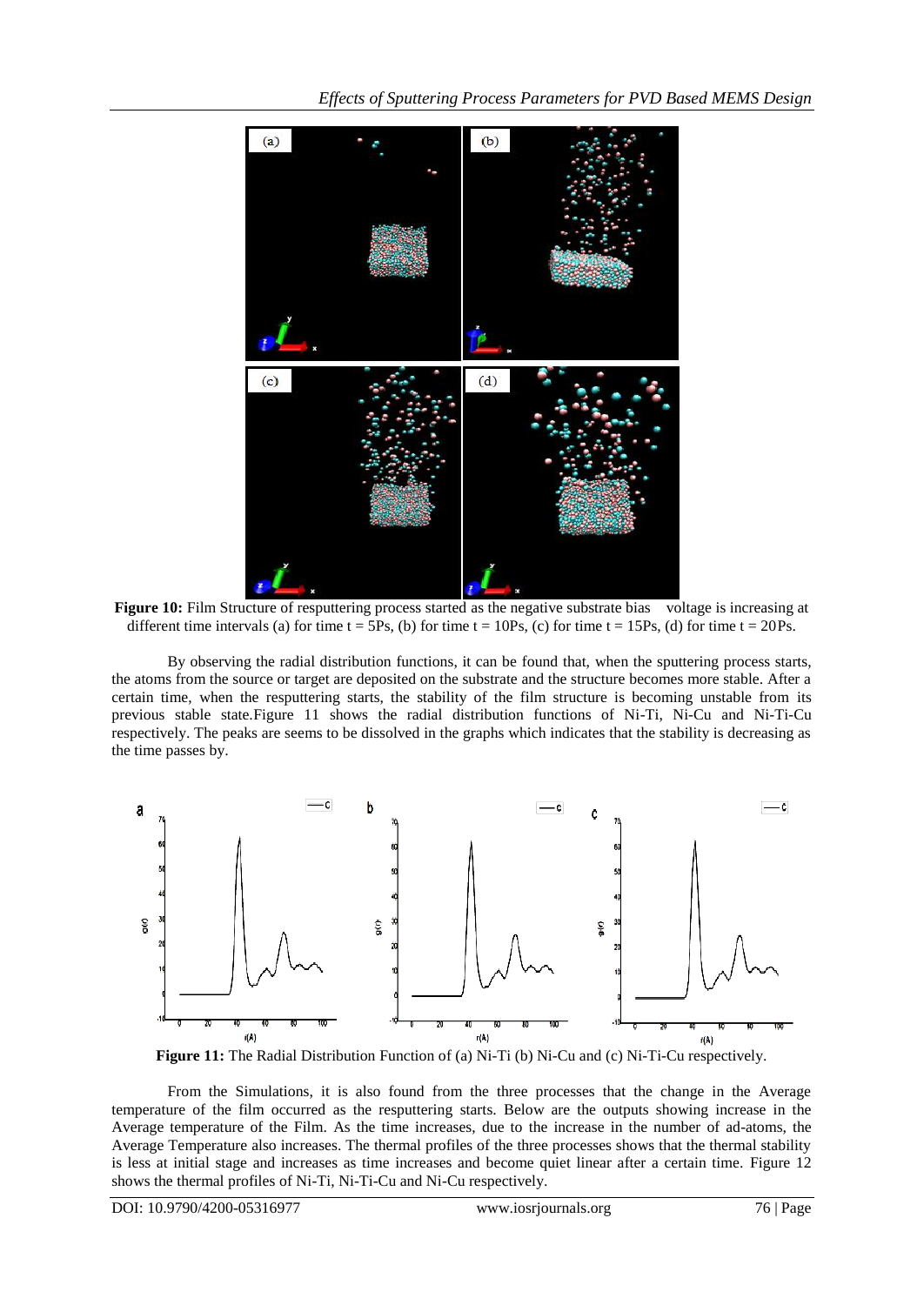**Figure 10:** Film Structure of resputtering process started as the negative substrate bias voltage is increasing at different time intervals (a) for time t = 5Ps, (b) for time t = 10Ps, (c) for time t = 15Ps, (d) for time t = 20Ps.

By observing the radial distribution functions, it can be found that, when the sputtering process starts, the atoms from the source or target are deposited on the substrate and the structure becomes more stable. After a certain time, when the resputtering starts, the stability of the film structure is becoming unstable from its previous stable state.Figure 11 shows the radial distribution functions of Ni-Ti, Ni-Cu and Ni-Ti-Cu respectively. The peaks are seems to be dissolved in the graphs which indicates that the stability is decreasing as the time passes by.

**Figure 11:** The Radial Distribution Function of (a) Ni-Ti (b) Ni-Cu and (c) Ni-Ti-Cu respectively.

From the Simulations, it is also found from the three processes that the change in the Average temperature of the film occurred as the resputtering starts. Below are the outputs showing increase in the Average temperature of the Film. As the time increases, due to the increase in the number of ad-atoms, the Average Temperature also increases. The thermal profiles of the three processes shows that the thermal stability is less at initial stage and increases as time increases and become quiet linear after a certain time. Figure 12 shows the thermal profiles of Ni-Ti, Ni-Ti-Cu and Ni-Cu respectively.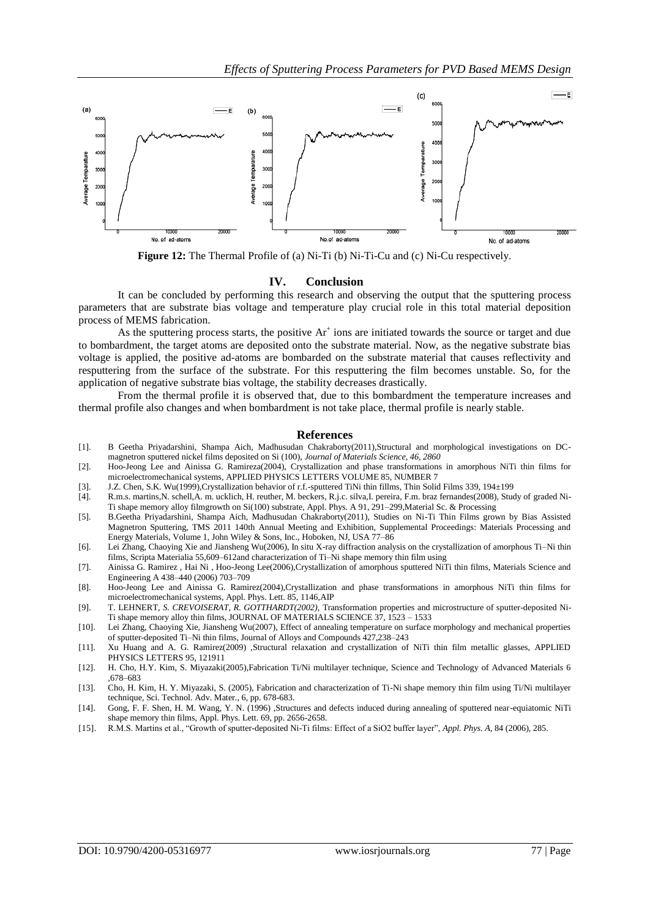(a)

E

6000

5000

4000

3500

3000

2000

1000

0

Average Temparature

0

10000

20000

No. of ad-atoms

(b)

E

6000

5000

4000

3000

2000

1000

0

Average Temparature

0

10000

20000

No.of ad-atoms

(c)

E

6000

5000

4000

3000

2000

1000

0

Average Temparature

0

10000

20000

No. of ad-atoms

**Figure 12:** The Thermal Profile of (a) Ni-Ti (b) Ni-Ti-Cu and (c) Ni-Cu respectively.

## IV. Conclusion

It can be concluded by performing this research and observing the output that the sputtering process parameters that are substrate bias voltage and temperature play crucial role in this total material deposition process of MEMS fabrication.

As the sputtering process starts, the positive $Ar^+$ ions are initiated towards the source or target and due to bombardment, the target atoms are deposited onto the substrate material. Now, as the negative substrate bias voltage is applied, the positive ad-atoms are bombarded on the substrate material that causes reflectivity and resputtering from the surface of the substrate. For this resputtering the film becomes unstable. So, for the application of negative substrate bias voltage, the stability decreases drastically.

From the thermal profile it is observed that, due to this bombardment the temperature increases and thermal profile also changes and when bombardment is not take place, thermal profile is nearly stable.

## References

[1]. B Geetha Priyadarshini, Shampa Aich, Madhusudan Chakraborty(2011),Structural and morphological investigations on DC-magnetron sputtered nickel films deposited on Si (100), *Journal of Materials Science, 46, 2860*

[2]. Hoo-Jeong Lee and Ainissa G. Ramireza(2004), Crystallization and phase transformations in amorphous NiTi thin films for microelectromechanical systems, APPLIED PHYSICS LETTERS VOLUME 85, NUMBER 7

[3]. J.Z. Chen, S.K. Wu(1999),Crystallization behavior of r.f.-sputtered TiNi thin fillms, Thin Solid Films 339, 194±199

[4]. R.m.s. martins,N. schell,A. m. ucklich, H. reuther, M. beckers, R.j.c. silva,I. pereira, F.m. braz fernandes(2008), Study of graded Ni-Ti shape memory alloy filmgrowth on Si(100) substrate, Appl. Phys. A 91, 291–299,Material Sc. & Processing

[5]. B.Geetha Priyadarshini, Shampa Aich, Madhusudan Chakraborty(2011), Studies on Ni-Ti Thin Films grown by Bias Assisted Magnetron Sputtering, TMS 2011 140th Annual Meeting and Exhibition, Supplemental Proceedings: Materials Processing and Energy Materials, Volume 1, John Wiley & Sons, Inc., Hoboken, NJ, USA 77–86

[6]. Lei Zhang, Chaoying Xie and Jiansheng Wu(2006), In situ X-ray diffraction analysis on the crystallization of amorphous Ti–Ni thin films, Scripta Materialia 55,609–612and characterization of Ti–Ni shape memory thin film using

[7]. Ainissa G. Ramirez , Hai Ni , Hoo-Jeong Lee(2006),Crystallization of amorphous sputtered NiTi thin films, Materials Science and Engineering A 438–440 (2006) 703–709

[8]. Hoo-Jeong Lee and Ainissa G. Ramirez(2004),Crystallization and phase transformations in amorphous NiTi thin films for microelectromechanical systems, Appl. Phys. Lett. 85, 1146,AIP

[9]. T. LEHNERT, *S. CREVOISERAT, R. GOTTHARDT(2002),* Transformation properties and microstructure of sputter-deposited Ni-Ti shape memory alloy thin films, JOURNAL OF MATERIALS SCIENCE 37, 1523 – 1533

[10]. Lei Zhang, Chaoying Xie, Jiansheng Wu(2007), Effect of annealing temperature on surface morphology and mechanical properties of sputter-deposited Ti–Ni thin films, Journal of Alloys and Compounds 427,238–243

[11]. Xu Huang and A. G. Ramirez(2009) ,Structural relaxation and crystallization of NiTi thin film metallic glasses, APPLIED PHYSICS LETTERS 95, 121911

[12]. H. Cho, H.Y. Kim, S. Miyazaki(2005),Fabrication Ti/Ni multilayer technique, Science and Technology of Advanced Materials 6 ,678–683

[13]. Cho, H. Kim, H. Y. Miyazaki, S. (2005), Fabrication and characterization of Ti-Ni shape memory thin film using Ti/Ni multilayer technique, Sci. Technol. Adv. Mater., 6, pp. 678-683.

[14]. Gong, F. F. Shen, H. M. Wang, Y. N. (1996) ,Structures and defects induced during annealing of sputtered near-equiatomic NiTi shape memory thin films, Appl. Phys. Lett. 69, pp. 2656-2658.

[15]. R.M.S. Martins et al., "Growth of sputter-deposited Ni-Ti films: Effect of a SiO2 buffer layer", *Appl. Phys. A*, 84 (2006), 285.